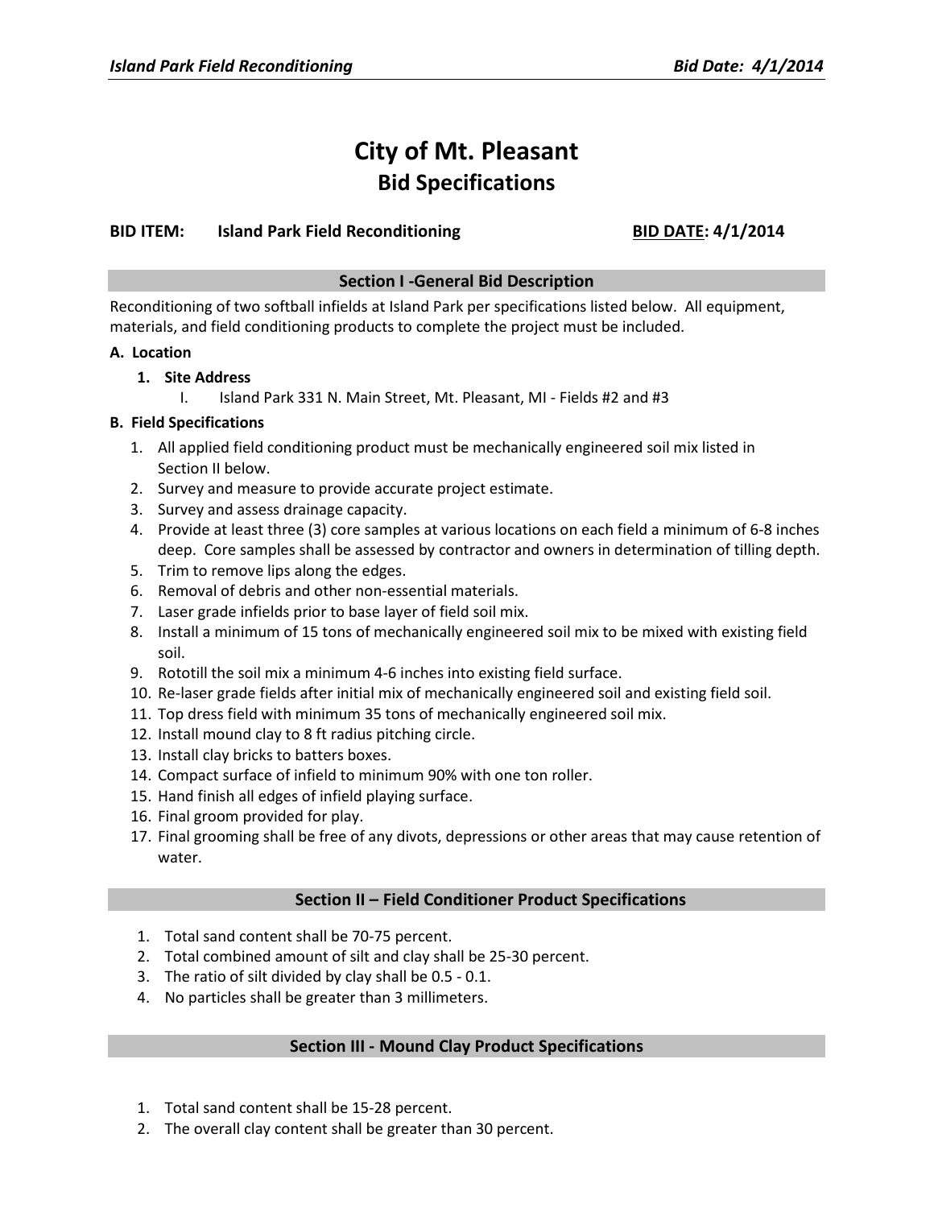# City of Mt. Pleasant
## Bid Specifications

**BID ITEM: Island Park Field Reconditioning** **BID DATE: 4/1/2014**

### Section I -General Bid Description

Reconditioning of two softball infields at Island Park per specifications listed below. All equipment, materials, and field conditioning products to complete the project must be included.

**A. Location**

1. **Site Address**
   I. Island Park 331 N. Main Street, Mt. Pleasant, MI - Fields #2 and #3

**B. Field Specifications**

1. All applied field conditioning product must be mechanically engineered soil mix listed in Section II below.
2. Survey and measure to provide accurate project estimate.
3. Survey and assess drainage capacity.
4. Provide at least three (3) core samples at various locations on each field a minimum of 6-8 inches deep. Core samples shall be assessed by contractor and owners in determination of tilling depth.
5. Trim to remove lips along the edges.
6. Removal of debris and other non-essential materials.
7. Laser grade infields prior to base layer of field soil mix.
8. Install a minimum of 15 tons of mechanically engineered soil mix to be mixed with existing field soil.
9. Rototill the soil mix a minimum 4-6 inches into existing field surface.
10. Re-laser grade fields after initial mix of mechanically engineered soil and existing field soil.
11. Top dress field with minimum 35 tons of mechanically engineered soil mix.
12. Install mound clay to 8 ft radius pitching circle.
13. Install clay bricks to batters boxes.
14. Compact surface of infield to minimum 90% with one ton roller.
15. Hand finish all edges of infield playing surface.
16. Final groom provided for play.
17. Final grooming shall be free of any divots, depressions or other areas that may cause retention of water.

### Section II – Field Conditioner Product Specifications

1. Total sand content shall be 70-75 percent.
2. Total combined amount of silt and clay shall be 25-30 percent.
3. The ratio of silt divided by clay shall be 0.5 - 0.1.
4. No particles shall be greater than 3 millimeters.

### Section III - Mound Clay Product Specifications

1. Total sand content shall be 15-28 percent.
2. The overall clay content shall be greater than 30 percent.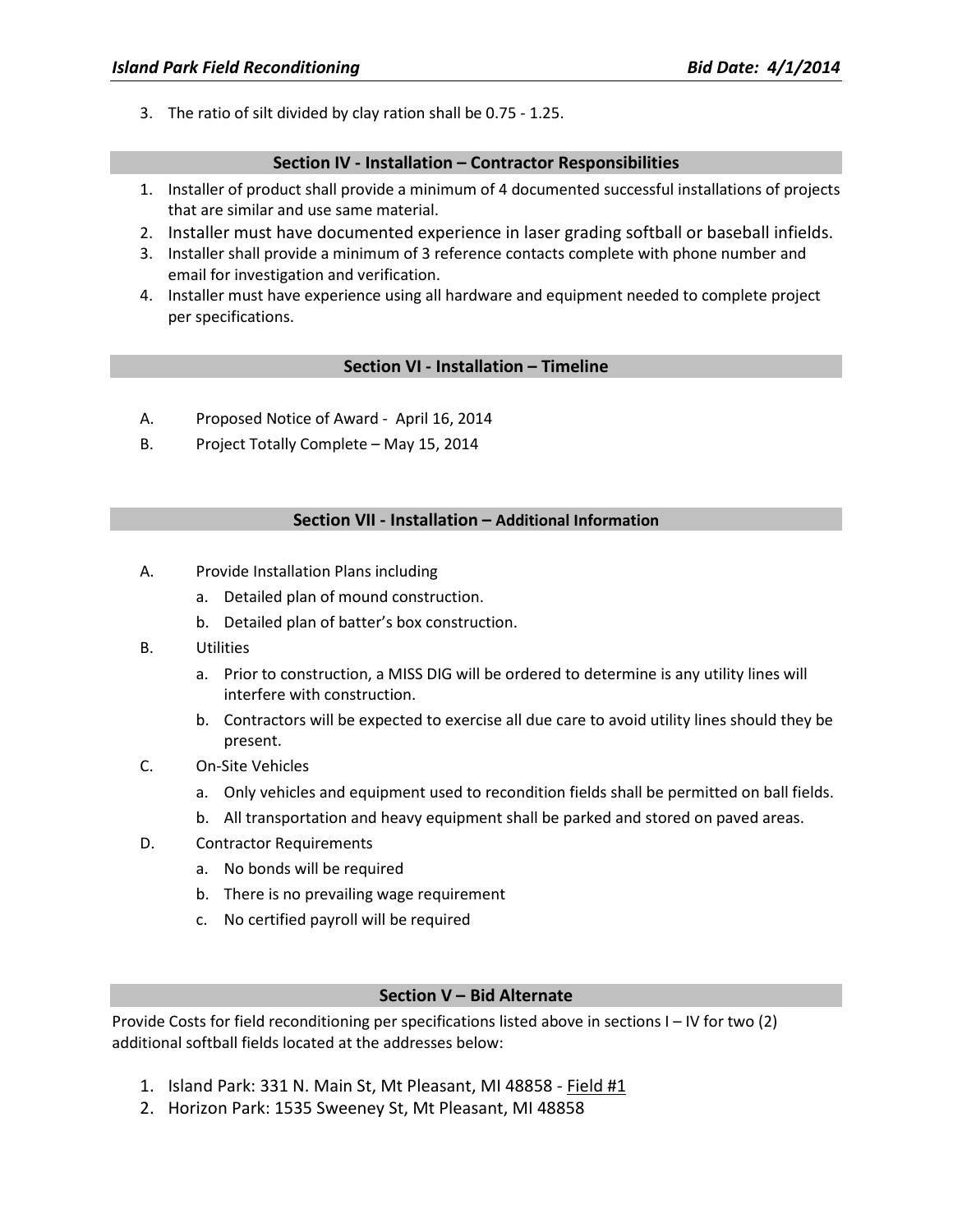3. The ratio of silt divided by clay ration shall be 0.75 - 1.25.

## Section IV - Installation – Contractor Responsibilities

1. Installer of product shall provide a minimum of 4 documented successful installations of projects that are similar and use same material.
2. Installer must have documented experience in laser grading softball or baseball infields.
3. Installer shall provide a minimum of 3 reference contacts complete with phone number and email for investigation and verification.
4. Installer must have experience using all hardware and equipment needed to complete project per specifications.

## Section VI - Installation – Timeline

A. Proposed Notice of Award - April 16, 2014

B. Project Totally Complete – May 15, 2014

## Section VII - Installation – Additional Information

A. Provide Installation Plans including
   a. Detailed plan of mound construction.
   b. Detailed plan of batter's box construction.

B. Utilities
   a. Prior to construction, a MISS DIG will be ordered to determine is any utility lines will interfere with construction.
   b. Contractors will be expected to exercise all due care to avoid utility lines should they be present.

C. On-Site Vehicles
   a. Only vehicles and equipment used to recondition fields shall be permitted on ball fields.
   b. All transportation and heavy equipment shall be parked and stored on paved areas.

D. Contractor Requirements
   a. No bonds will be required
   b. There is no prevailing wage requirement
   c. No certified payroll will be required

## Section V – Bid Alternate

Provide Costs for field reconditioning per specifications listed above in sections I – IV for two (2) additional softball fields located at the addresses below:

1. Island Park: 331 N. Main St, Mt Pleasant, MI 48858 - Field #1
2. Horizon Park: 1535 Sweeney St, Mt Pleasant, MI 48858